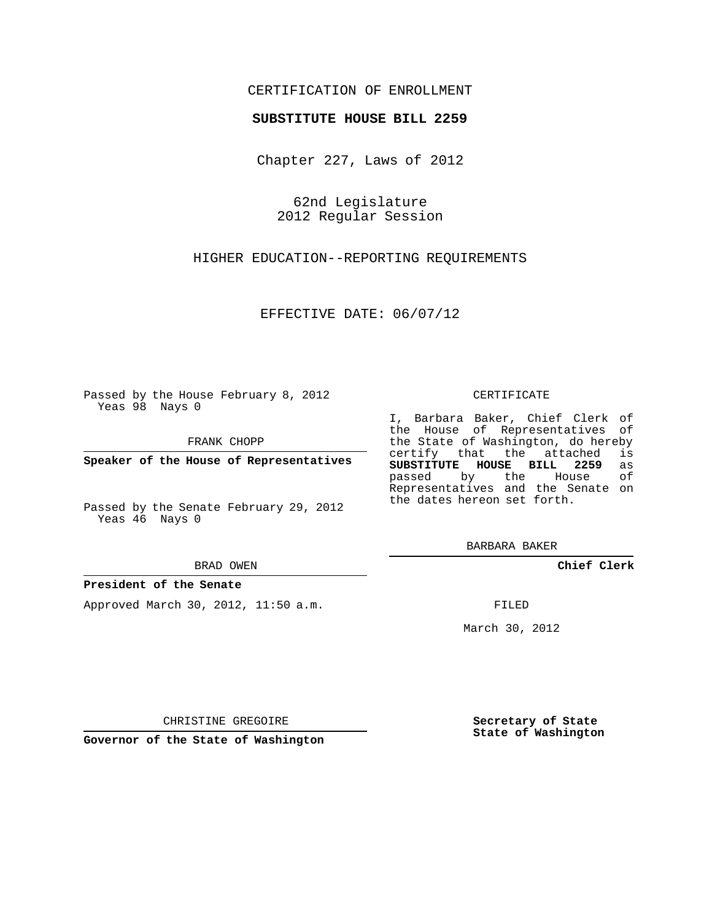CERTIFICATION OF ENROLLMENT

**SUBSTITUTE HOUSE BILL 2259**

Chapter 227, Laws of 2012

62nd Legislature
2012 Regular Session

HIGHER EDUCATION--REPORTING REQUIREMENTS

EFFECTIVE DATE: 06/07/12

Passed by the House February 8, 2012
Yeas 98 Nays 0

FRANK CHOPP

**Speaker of the House of Representatives**

Passed by the Senate February 29, 2012
Yeas 46 Nays 0

BRAD OWEN

**President of the Senate**

Approved March 30, 2012, 11:50 a.m.

CHRISTINE GREGOIRE

**Governor of the State of Washington**

CERTIFICATE

I, Barbara Baker, Chief Clerk of the House of Representatives of the State of Washington, do hereby certify that the attached is **SUBSTITUTE HOUSE BILL 2259** as passed by the House of Representatives and the Senate on the dates hereon set forth.

BARBARA BAKER

**Chief Clerk**

FILED

March 30, 2012

**Secretary of State**
**State of Washington**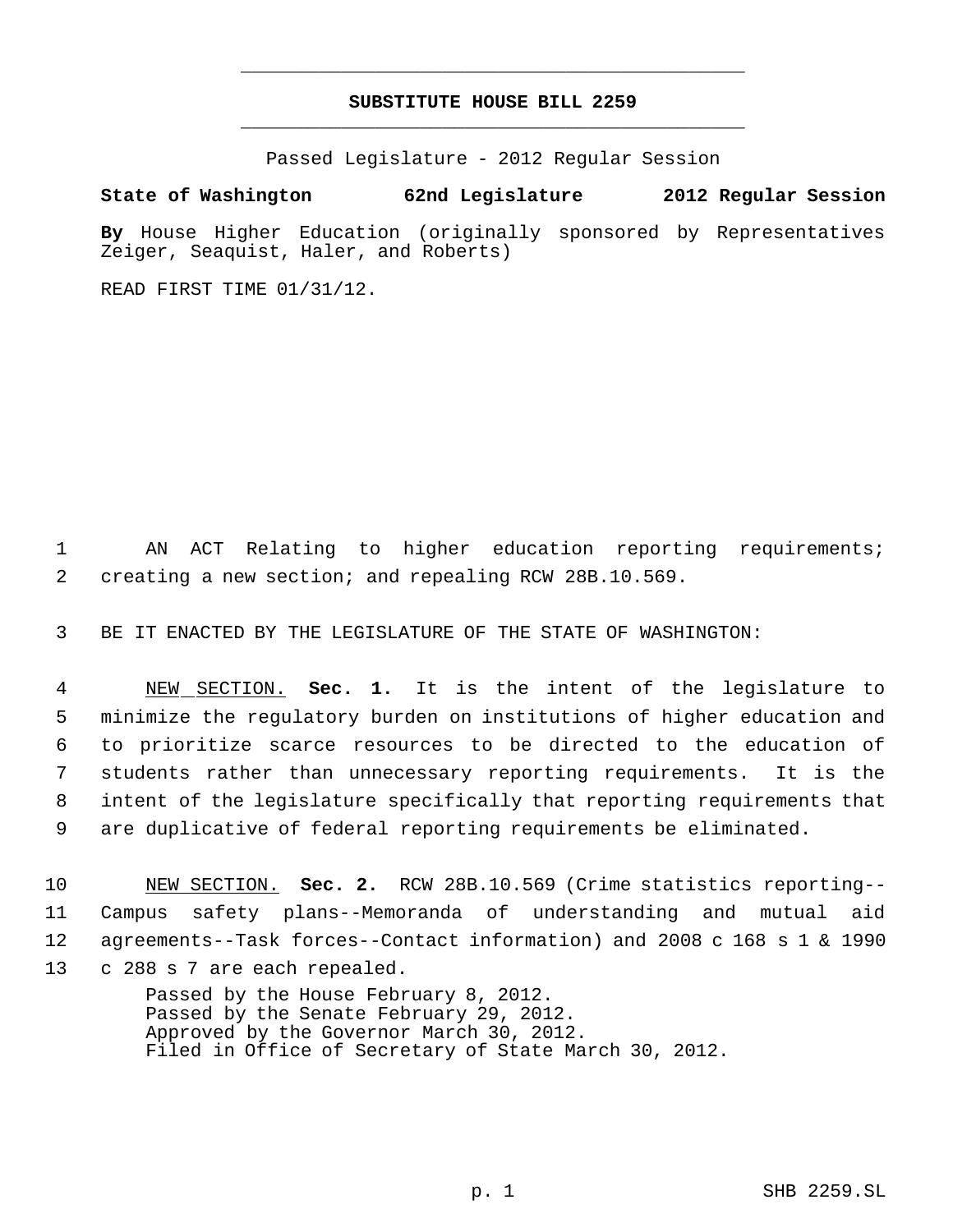# SUBSTITUTE HOUSE BILL 2259

Passed Legislature - 2012 Regular Session

**State of Washington 62nd Legislature 2012 Regular Session**

**By** House Higher Education (originally sponsored by Representatives Zeiger, Seaquist, Haler, and Roberts)

READ FIRST TIME 01/31/12.

AN ACT Relating to higher education reporting requirements; creating a new section; and repealing RCW 28B.10.569.

BE IT ENACTED BY THE LEGISLATURE OF THE STATE OF WASHINGTON:

NEW SECTION. **Sec. 1.** It is the intent of the legislature to minimize the regulatory burden on institutions of higher education and to prioritize scarce resources to be directed to the education of students rather than unnecessary reporting requirements. It is the intent of the legislature specifically that reporting requirements that are duplicative of federal reporting requirements be eliminated.

NEW SECTION. **Sec. 2.** RCW 28B.10.569 (Crime statistics reporting--Campus safety plans--Memoranda of understanding and mutual aid agreements--Task forces--Contact information) and 2008 c 168 s 1 & 1990 c 288 s 7 are each repealed.

Passed by the House February 8, 2012.
Passed by the Senate February 29, 2012.
Approved by the Governor March 30, 2012.
Filed in Office of Secretary of State March 30, 2012.